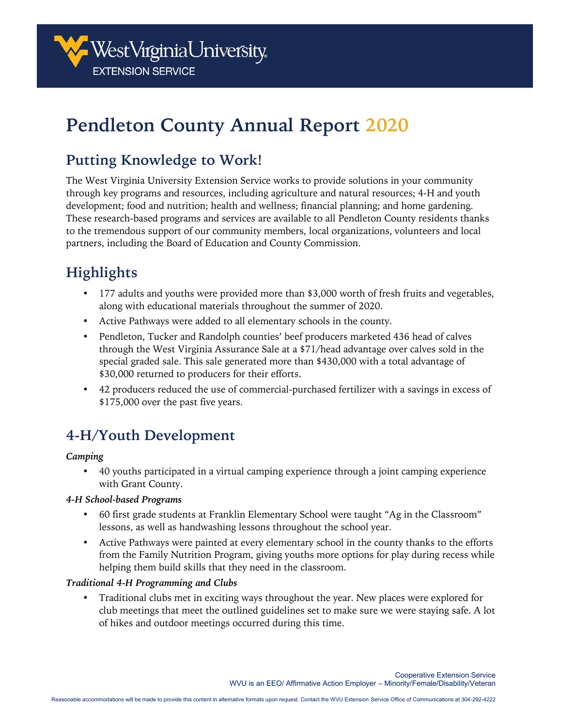West Virginia University EXTENSION SERVICE

# Pendleton County Annual Report 2020

## Putting Knowledge to Work!

The West Virginia University Extension Service works to provide solutions in your community through key programs and resources, including agriculture and natural resources; 4-H and youth development; food and nutrition; health and wellness; financial planning; and home gardening. These research-based programs and services are available to all Pendleton County residents thanks to the tremendous support of our community members, local organizations, volunteers and local partners, including the Board of Education and County Commission.

## Highlights

- 177 adults and youths were provided more than $3,000 worth of fresh fruits and vegetables, along with educational materials throughout the summer of 2020.
- Active Pathways were added to all elementary schools in the county.
- Pendleton, Tucker and Randolph counties' beef producers marketed 436 head of calves through the West Virginia Assurance Sale at a $71/head advantage over calves sold in the special graded sale. This sale generated more than $430,000 with a total advantage of $30,000 returned to producers for their efforts.
- 42 producers reduced the use of commercial-purchased fertilizer with a savings in excess of $175,000 over the past five years.

## 4-H/Youth Development

***Camping***

- 40 youths participated in a virtual camping experience through a joint camping experience with Grant County.

***4-H School-based Programs***

- 60 first grade students at Franklin Elementary School were taught "Ag in the Classroom" lessons, as well as handwashing lessons throughout the school year.
- Active Pathways were painted at every elementary school in the county thanks to the efforts from the Family Nutrition Program, giving youths more options for play during recess while helping them build skills that they need in the classroom.

***Traditional 4-H Programming and Clubs***

- Traditional clubs met in exciting ways throughout the year. New places were explored for club meetings that meet the outlined guidelines set to make sure we were staying safe. A lot of hikes and outdoor meetings occurred during this time.

Cooperative Extension Service
WVU is an EEO/ Affirmative Action Employer – Minority/Female/Disability/Veteran

Reasonable accommodations will be made to provide this content in alternative formats upon request. Contact the WVU Extension Service Office of Communications at 304-292-4222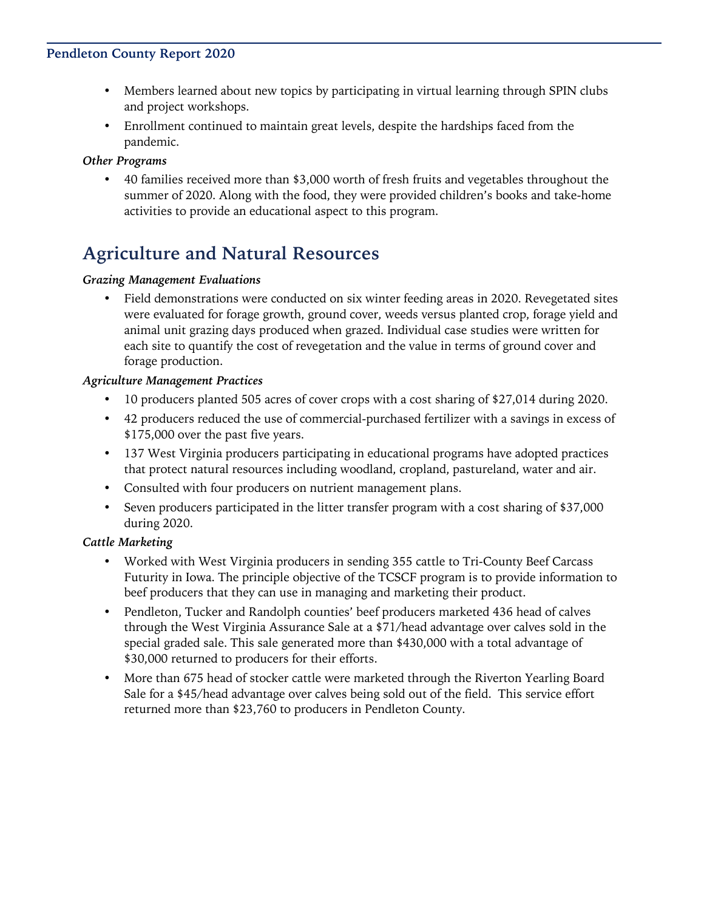- Members learned about new topics by participating in virtual learning through SPIN clubs and project workshops.
- Enrollment continued to maintain great levels, despite the hardships faced from the pandemic.

***Other Programs***

- 40 families received more than $3,000 worth of fresh fruits and vegetables throughout the summer of 2020. Along with the food, they were provided children's books and take-home activities to provide an educational aspect to this program.

## Agriculture and Natural Resources

***Grazing Management Evaluations***

- Field demonstrations were conducted on six winter feeding areas in 2020. Revegetated sites were evaluated for forage growth, ground cover, weeds versus planted crop, forage yield and animal unit grazing days produced when grazed. Individual case studies were written for each site to quantify the cost of revegetation and the value in terms of ground cover and forage production.

***Agriculture Management Practices***

- 10 producers planted 505 acres of cover crops with a cost sharing of $27,014 during 2020.
- 42 producers reduced the use of commercial-purchased fertilizer with a savings in excess of $175,000 over the past five years.
- 137 West Virginia producers participating in educational programs have adopted practices that protect natural resources including woodland, cropland, pastureland, water and air.
- Consulted with four producers on nutrient management plans.
- Seven producers participated in the litter transfer program with a cost sharing of $37,000 during 2020.

***Cattle Marketing***

- Worked with West Virginia producers in sending 355 cattle to Tri-County Beef Carcass Futurity in Iowa. The principle objective of the TCSCF program is to provide information to beef producers that they can use in managing and marketing their product.
- Pendleton, Tucker and Randolph counties' beef producers marketed 436 head of calves through the West Virginia Assurance Sale at a $71/head advantage over calves sold in the special graded sale. This sale generated more than $430,000 with a total advantage of $30,000 returned to producers for their efforts.
- More than 675 head of stocker cattle were marketed through the Riverton Yearling Board Sale for a $45/head advantage over calves being sold out of the field. This service effort returned more than $23,760 to producers in Pendleton County.